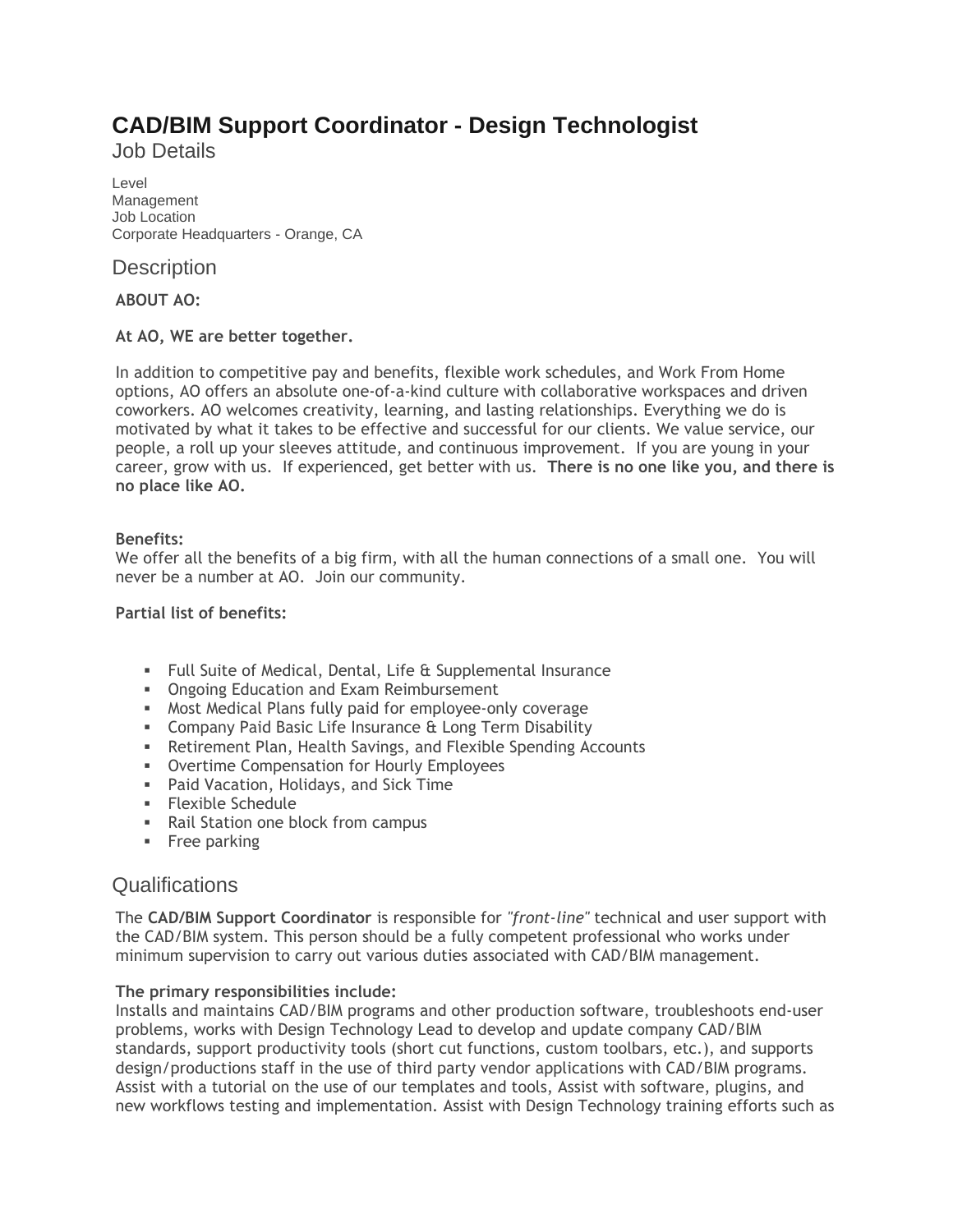# CAD/BIM Support Coordinator - Design Technologist

## Job Details

Level
Management
Job Location
Corporate Headquarters - Orange, CA

## Description

**ABOUT AO:**

**At AO, WE are better together.**

In addition to competitive pay and benefits, flexible work schedules, and Work From Home options, AO offers an absolute one-of-a-kind culture with collaborative workspaces and driven coworkers. AO welcomes creativity, learning, and lasting relationships. Everything we do is motivated by what it takes to be effective and successful for our clients. We value service, our people, a roll up your sleeves attitude, and continuous improvement. If you are young in your career, grow with us. If experienced, get better with us. **There is no one like you, and there is no place like AO.**

**Benefits:**
We offer all the benefits of a big firm, with all the human connections of a small one. You will never be a number at AO. Join our community.

**Partial list of benefits:**

- Full Suite of Medical, Dental, Life & Supplemental Insurance
- Ongoing Education and Exam Reimbursement
- Most Medical Plans fully paid for employee-only coverage
- Company Paid Basic Life Insurance & Long Term Disability
- Retirement Plan, Health Savings, and Flexible Spending Accounts
- Overtime Compensation for Hourly Employees
- Paid Vacation, Holidays, and Sick Time
- Flexible Schedule
- Rail Station one block from campus
- Free parking

## Qualifications

The **CAD/BIM Support Coordinator** is responsible for *"front-line"* technical and user support with the CAD/BIM system. This person should be a fully competent professional who works under minimum supervision to carry out various duties associated with CAD/BIM management.

**The primary responsibilities include:**
Installs and maintains CAD/BIM programs and other production software, troubleshoots end-user problems, works with Design Technology Lead to develop and update company CAD/BIM standards, support productivity tools (short cut functions, custom toolbars, etc.), and supports design/productions staff in the use of third party vendor applications with CAD/BIM programs. Assist with a tutorial on the use of our templates and tools, Assist with software, plugins, and new workflows testing and implementation. Assist with Design Technology training efforts such as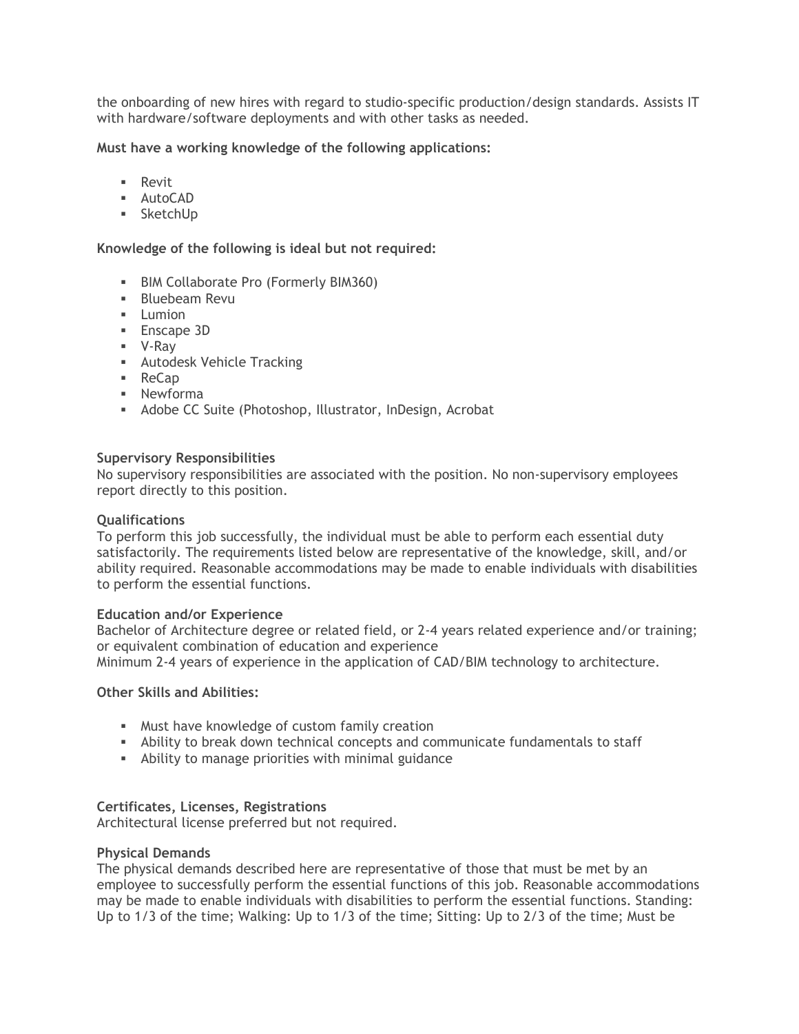the onboarding of new hires with regard to studio-specific production/design standards. Assists IT with hardware/software deployments and with other tasks as needed.

**Must have a working knowledge of the following applications:**

- Revit
- AutoCAD
- SketchUp

**Knowledge of the following is ideal but not required:**

- BIM Collaborate Pro (Formerly BIM360)
- Bluebeam Revu
- Lumion
- Enscape 3D
- V-Ray
- Autodesk Vehicle Tracking
- ReCap
- Newforma
- Adobe CC Suite (Photoshop, Illustrator, InDesign, Acrobat

**Supervisory Responsibilities**
No supervisory responsibilities are associated with the position. No non-supervisory employees report directly to this position.

**Qualifications**
To perform this job successfully, the individual must be able to perform each essential duty satisfactorily. The requirements listed below are representative of the knowledge, skill, and/or ability required. Reasonable accommodations may be made to enable individuals with disabilities to perform the essential functions.

**Education and/or Experience**
Bachelor of Architecture degree or related field, or 2-4 years related experience and/or training; or equivalent combination of education and experience
Minimum 2-4 years of experience in the application of CAD/BIM technology to architecture.

**Other Skills and Abilities:**

- Must have knowledge of custom family creation
- Ability to break down technical concepts and communicate fundamentals to staff
- Ability to manage priorities with minimal guidance

**Certificates, Licenses, Registrations**
Architectural license preferred but not required.

**Physical Demands**
The physical demands described here are representative of those that must be met by an employee to successfully perform the essential functions of this job. Reasonable accommodations may be made to enable individuals with disabilities to perform the essential functions. Standing: Up to 1/3 of the time; Walking: Up to 1/3 of the time; Sitting: Up to 2/3 of the time; Must be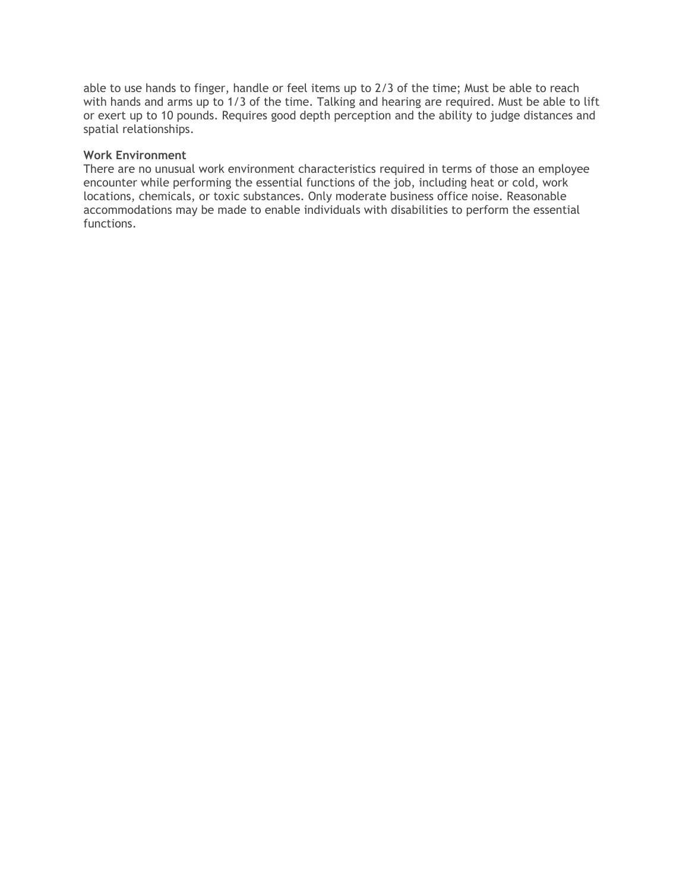able to use hands to finger, handle or feel items up to 2/3 of the time; Must be able to reach with hands and arms up to 1/3 of the time. Talking and hearing are required. Must be able to lift or exert up to 10 pounds. Requires good depth perception and the ability to judge distances and spatial relationships.

**Work Environment**

There are no unusual work environment characteristics required in terms of those an employee encounter while performing the essential functions of the job, including heat or cold, work locations, chemicals, or toxic substances. Only moderate business office noise. Reasonable accommodations may be made to enable individuals with disabilities to perform the essential functions.